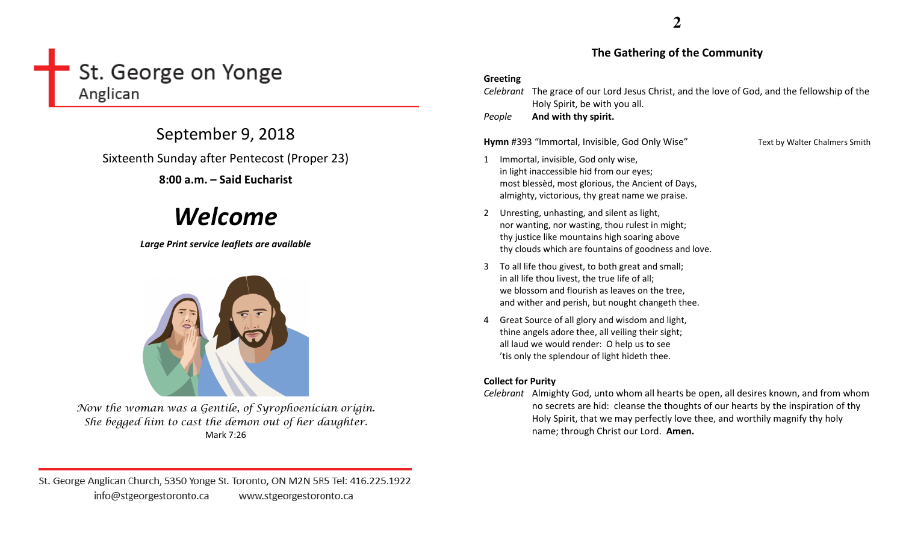# St. George on Yonge

Anglican

## September 9, 2018

Sixteenth Sunday after Pentecost (Proper 23)

**8:00 a.m. – Said Eucharist**

# *Welcome*

***Large Print service leaflets are available***

*Now the woman was a Gentile, of Syrophoenician origin. She begged him to cast the demon out of her daughter.*
Mark 7:26

St. George Anglican Church, 5350 Yonge St. Toronto, ON M2N 5R5 Tel: 416.225.1922
info@stgeorgestoronto.ca www.stgeorgestoronto.ca

## The Gathering of the Community

**Greeting**

*Celebrant* The grace of our Lord Jesus Christ, and the love of God, and the fellowship of the Holy Spirit, be with you all.

*People* **And with thy spirit.**

**Hymn** #393 "Immortal, Invisible, God Only Wise" Text by Walter Chalmers Smith

1 Immortal, invisible, God only wise,
in light inaccessible hid from our eyes;
most blessèd, most glorious, the Ancient of Days,
almighty, victorious, thy great name we praise.

2 Unresting, unhasting, and silent as light,
nor wanting, nor wasting, thou rulest in might;
thy justice like mountains high soaring above
thy clouds which are fountains of goodness and love.

3 To all life thou givest, to both great and small;
in all life thou livest, the true life of all;
we blossom and flourish as leaves on the tree,
and wither and perish, but nought changeth thee.

4 Great Source of all glory and wisdom and light,
thine angels adore thee, all veiling their sight;
all laud we would render: O help us to see
'tis only the splendour of light hideth thee.

**Collect for Purity**

*Celebrant* Almighty God, unto whom all hearts be open, all desires known, and from whom no secrets are hid: cleanse the thoughts of our hearts by the inspiration of thy Holy Spirit, that we may perfectly love thee, and worthily magnify thy holy name; through Christ our Lord. **Amen.**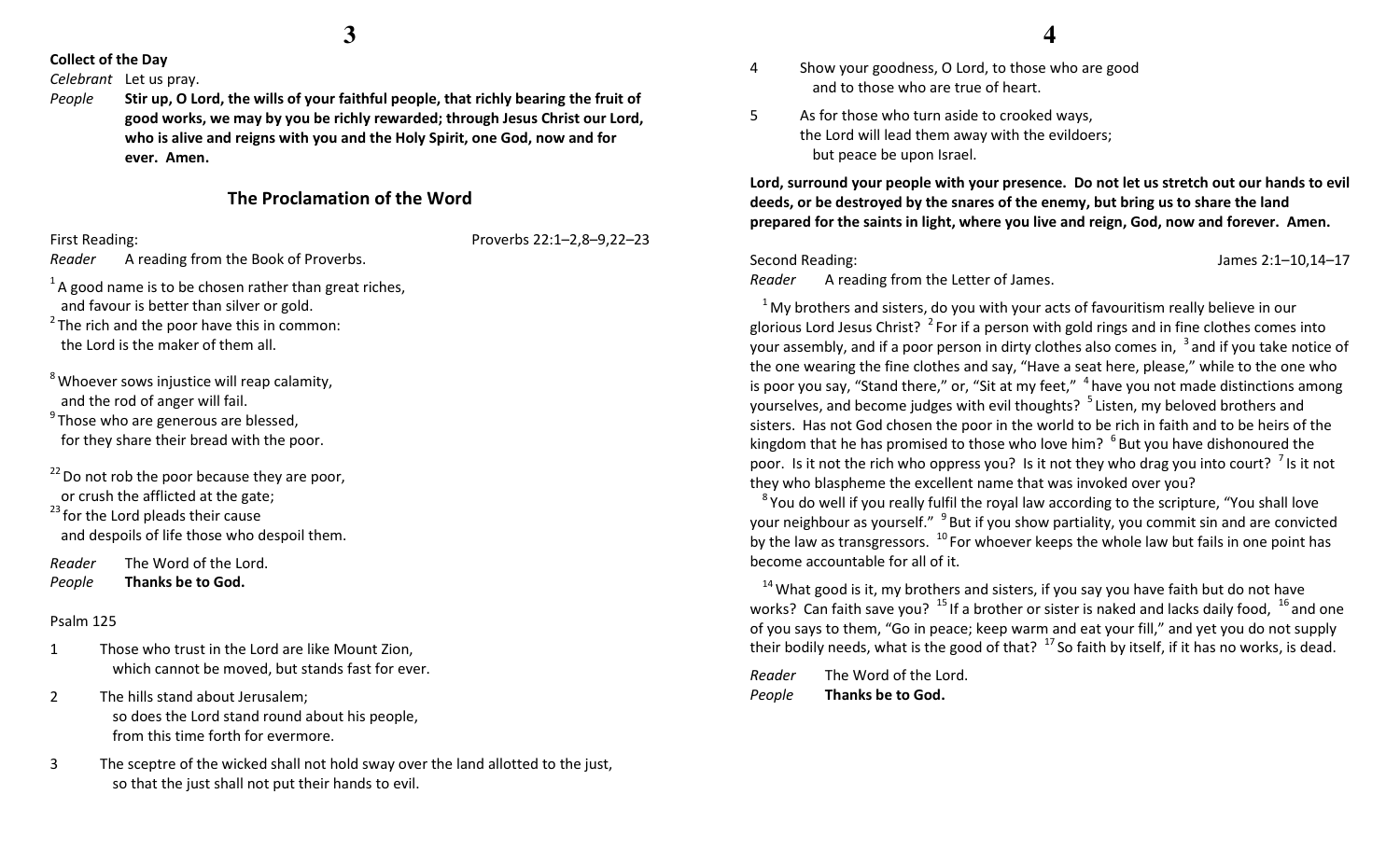**Collect of the Day**

*Celebrant* Let us pray.

*People* **Stir up, O Lord, the wills of your faithful people, that richly bearing the fruit of good works, we may by you be richly rewarded; through Jesus Christ our Lord, who is alive and reigns with you and the Holy Spirit, one God, now and for ever. Amen.**

## The Proclamation of the Word

First Reading: Proverbs 22:1–2,8–9,22–23

*Reader* A reading from the Book of Proverbs.

[1] A good name is to be chosen rather than great riches,
and favour is better than silver or gold.
[2] The rich and the poor have this in common:
the Lord is the maker of them all.

[8] Whoever sows injustice will reap calamity,
and the rod of anger will fail.
[9] Those who are generous are blessed,
for they share their bread with the poor.

[22] Do not rob the poor because they are poor,
or crush the afflicted at the gate;
[23] for the Lord pleads their cause
and despoils of life those who despoil them.

*Reader* The Word of the Lord.
*People* **Thanks be to God.**

Psalm 125

1 Those who trust in the Lord are like Mount Zion,
which cannot be moved, but stands fast for ever.

2 The hills stand about Jerusalem;
so does the Lord stand round about his people,
from this time forth for evermore.

3 The sceptre of the wicked shall not hold sway over the land allotted to the just,
so that the just shall not put their hands to evil.

4 Show your goodness, O Lord, to those who are good
and to those who are true of heart.

5 As for those who turn aside to crooked ways,
the Lord will lead them away with the evildoers;
but peace be upon Israel.

**Lord, surround your people with your presence. Do not let us stretch out our hands to evil deeds, or be destroyed by the snares of the enemy, but bring us to share the land prepared for the saints in light, where you live and reign, God, now and forever. Amen.**

Second Reading: James 2:1–10,14–17

*Reader* A reading from the Letter of James.

[1] My brothers and sisters, do you with your acts of favouritism really believe in our glorious Lord Jesus Christ? [2] For if a person with gold rings and in fine clothes comes into your assembly, and if a poor person in dirty clothes also comes in, [3] and if you take notice of the one wearing the fine clothes and say, "Have a seat here, please," while to the one who is poor you say, "Stand there," or, "Sit at my feet," [4] have you not made distinctions among yourselves, and become judges with evil thoughts? [5] Listen, my beloved brothers and sisters. Has not God chosen the poor in the world to be rich in faith and to be heirs of the kingdom that he has promised to those who love him? [6] But you have dishonoured the poor. Is it not the rich who oppress you? Is it not they who drag you into court? [7] Is it not they who blaspheme the excellent name that was invoked over you?

[8] You do well if you really fulfil the royal law according to the scripture, "You shall love your neighbour as yourself." [9] But if you show partiality, you commit sin and are convicted by the law as transgressors. [10] For whoever keeps the whole law but fails in one point has become accountable for all of it.

[14] What good is it, my brothers and sisters, if you say you have faith but do not have works? Can faith save you? [15] If a brother or sister is naked and lacks daily food, [16] and one of you says to them, "Go in peace; keep warm and eat your fill," and yet you do not supply their bodily needs, what is the good of that? [17] So faith by itself, if it has no works, is dead.

*Reader* The Word of the Lord.
*People* **Thanks be to God.**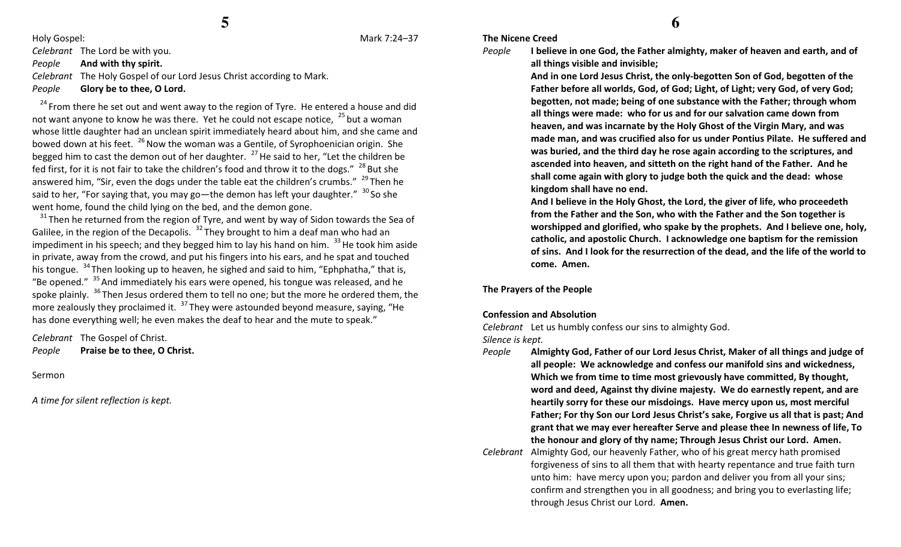Holy Gospel: Mark 7:24–37

*Celebrant* The Lord be with you.

*People* **And with thy spirit.**

*Celebrant* The Holy Gospel of our Lord Jesus Christ according to Mark.

*People* **Glory be to thee, O Lord.**

[24] From there he set out and went away to the region of Tyre. He entered a house and did not want anyone to know he was there. Yet he could not escape notice, [25] but a woman whose little daughter had an unclean spirit immediately heard about him, and she came and bowed down at his feet. [26] Now the woman was a Gentile, of Syrophoenician origin. She begged him to cast the demon out of her daughter. [27] He said to her, "Let the children be fed first, for it is not fair to take the children's food and throw it to the dogs." [28] But she answered him, "Sir, even the dogs under the table eat the children's crumbs." [29] Then he said to her, "For saying that, you may go—the demon has left your daughter." [30] So she went home, found the child lying on the bed, and the demon gone.

[31] Then he returned from the region of Tyre, and went by way of Sidon towards the Sea of Galilee, in the region of the Decapolis. [32] They brought to him a deaf man who had an impediment in his speech; and they begged him to lay his hand on him. [33] He took him aside in private, away from the crowd, and put his fingers into his ears, and he spat and touched his tongue. [34] Then looking up to heaven, he sighed and said to him, "Ephphatha," that is, "Be opened." [35] And immediately his ears were opened, his tongue was released, and he spoke plainly. [36] Then Jesus ordered them to tell no one; but the more he ordered them, the more zealously they proclaimed it. [37] They were astounded beyond measure, saying, "He has done everything well; he even makes the deaf to hear and the mute to speak."

*Celebrant* The Gospel of Christ.

*People* **Praise be to thee, O Christ.**

Sermon

*A time for silent reflection is kept.*

**The Nicene Creed**

*People* **I believe in one God, the Father almighty, maker of heaven and earth, and of all things visible and invisible;**

**And in one Lord Jesus Christ, the only-begotten Son of God, begotten of the Father before all worlds, God, of God; Light, of Light; very God, of very God; begotten, not made; being of one substance with the Father; through whom all things were made: who for us and for our salvation came down from heaven, and was incarnate by the Holy Ghost of the Virgin Mary, and was made man, and was crucified also for us under Pontius Pilate. He suffered and was buried, and the third day he rose again according to the scriptures, and ascended into heaven, and sitteth on the right hand of the Father. And he shall come again with glory to judge both the quick and the dead: whose kingdom shall have no end.**

**And I believe in the Holy Ghost, the Lord, the giver of life, who proceedeth from the Father and the Son, who with the Father and the Son together is worshipped and glorified, who spake by the prophets. And I believe one, holy, catholic, and apostolic Church. I acknowledge one baptism for the remission of sins. And I look for the resurrection of the dead, and the life of the world to come. Amen.**

**The Prayers of the People**

**Confession and Absolution**

*Celebrant* Let us humbly confess our sins to almighty God.

*Silence is kept.*

*People* **Almighty God, Father of our Lord Jesus Christ, Maker of all things and judge of all people: We acknowledge and confess our manifold sins and wickedness, Which we from time to time most grievously have committed, By thought, word and deed, Against thy divine majesty. We do earnestly repent, and are heartily sorry for these our misdoings. Have mercy upon us, most merciful Father; For thy Son our Lord Jesus Christ's sake, Forgive us all that is past; And grant that we may ever hereafter Serve and please thee In newness of life, To the honour and glory of thy name; Through Jesus Christ our Lord. Amen.**

*Celebrant* Almighty God, our heavenly Father, who of his great mercy hath promised forgiveness of sins to all them that with hearty repentance and true faith turn unto him: have mercy upon you; pardon and deliver you from all your sins; confirm and strengthen you in all goodness; and bring you to everlasting life; through Jesus Christ our Lord. **Amen.**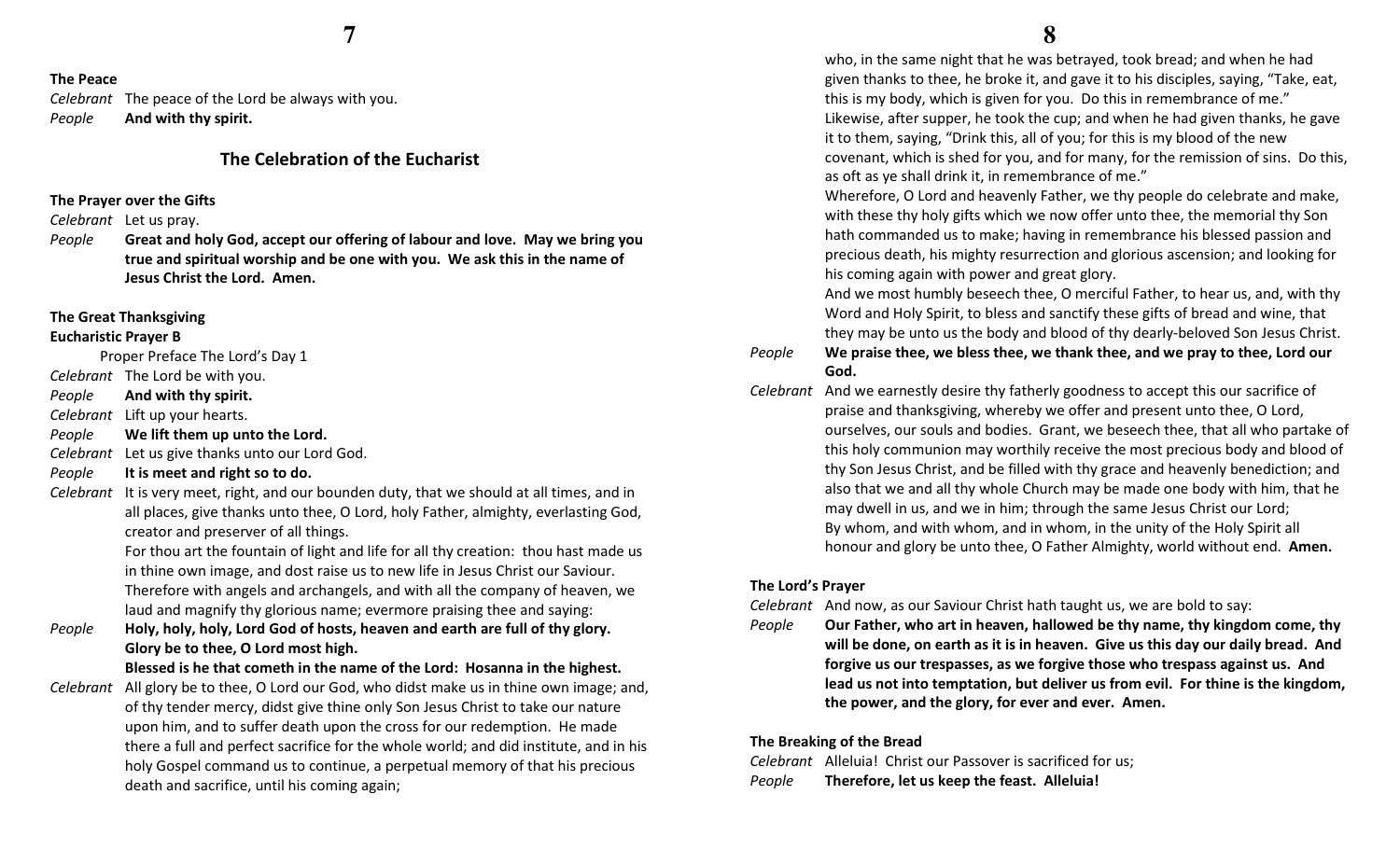**The Peace**

*Celebrant* The peace of the Lord be always with you.
*People* **And with thy spirit.**

## The Celebration of the Eucharist

**The Prayer over the Gifts**

*Celebrant* Let us pray.
*People* **Great and holy God, accept our offering of labour and love. May we bring you true and spiritual worship and be one with you. We ask this in the name of Jesus Christ the Lord. Amen.**

**The Great Thanksgiving**
**Eucharistic Prayer B**

Proper Preface The Lord's Day 1

*Celebrant* The Lord be with you.
*People* **And with thy spirit.**
*Celebrant* Lift up your hearts.
*People* **We lift them up unto the Lord.**
*Celebrant* Let us give thanks unto our Lord God.
*People* **It is meet and right so to do.**
*Celebrant* It is very meet, right, and our bounden duty, that we should at all times, and in all places, give thanks unto thee, O Lord, holy Father, almighty, everlasting God, creator and preserver of all things.
For thou art the fountain of light and life for all thy creation: thou hast made us in thine own image, and dost raise us to new life in Jesus Christ our Saviour.
Therefore with angels and archangels, and with all the company of heaven, we laud and magnify thy glorious name; evermore praising thee and saying:
*People* **Holy, holy, holy, Lord God of hosts, heaven and earth are full of thy glory. Glory be to thee, O Lord most high.**
**Blessed is he that cometh in the name of the Lord: Hosanna in the highest.**
*Celebrant* All glory be to thee, O Lord our God, who didst make us in thine own image; and, of thy tender mercy, didst give thine only Son Jesus Christ to take our nature upon him, and to suffer death upon the cross for our redemption. He made there a full and perfect sacrifice for the whole world; and did institute, and in his holy Gospel command us to continue, a perpetual memory of that his precious death and sacrifice, until his coming again;
who, in the same night that he was betrayed, took bread; and when he had given thanks to thee, he broke it, and gave it to his disciples, saying, "Take, eat, this is my body, which is given for you. Do this in remembrance of me."
Likewise, after supper, he took the cup; and when he had given thanks, he gave it to them, saying, "Drink this, all of you; for this is my blood of the new covenant, which is shed for you, and for many, for the remission of sins. Do this, as oft as ye shall drink it, in remembrance of me."
Wherefore, O Lord and heavenly Father, we thy people do celebrate and make, with these thy holy gifts which we now offer unto thee, the memorial thy Son hath commanded us to make; having in remembrance his blessed passion and precious death, his mighty resurrection and glorious ascension; and looking for his coming again with power and great glory.
And we most humbly beseech thee, O merciful Father, to hear us, and, with thy Word and Holy Spirit, to bless and sanctify these gifts of bread and wine, that they may be unto us the body and blood of thy dearly-beloved Son Jesus Christ.
*People* **We praise thee, we bless thee, we thank thee, and we pray to thee, Lord our God.**
*Celebrant* And we earnestly desire thy fatherly goodness to accept this our sacrifice of praise and thanksgiving, whereby we offer and present unto thee, O Lord, ourselves, our souls and bodies. Grant, we beseech thee, that all who partake of this holy communion may worthily receive the most precious body and blood of thy Son Jesus Christ, and be filled with thy grace and heavenly benediction; and also that we and all thy whole Church may be made one body with him, that he may dwell in us, and we in him; through the same Jesus Christ our Lord;
By whom, and with whom, and in whom, in the unity of the Holy Spirit all honour and glory be unto thee, O Father Almighty, world without end. **Amen.**

**The Lord's Prayer**

*Celebrant* And now, as our Saviour Christ hath taught us, we are bold to say:
*People* **Our Father, who art in heaven, hallowed be thy name, thy kingdom come, thy will be done, on earth as it is in heaven. Give us this day our daily bread. And forgive us our trespasses, as we forgive those who trespass against us. And lead us not into temptation, but deliver us from evil. For thine is the kingdom, the power, and the glory, for ever and ever. Amen.**

**The Breaking of the Bread**

*Celebrant* Alleluia! Christ our Passover is sacrificed for us;
*People* **Therefore, let us keep the feast. Alleluia!**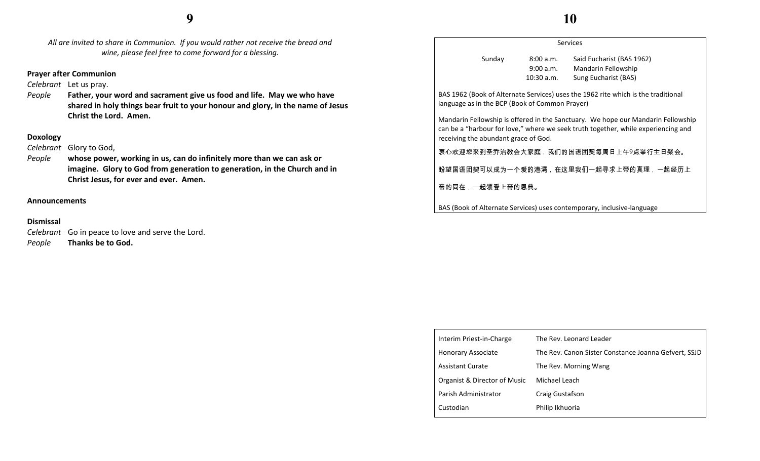*All are invited to share in Communion. If you would rather not receive the bread and wine, please feel free to come forward for a blessing.*

**Prayer after Communion**

*Celebrant* Let us pray.

*People* **Father, your word and sacrament give us food and life. May we who have shared in holy things bear fruit to your honour and glory, in the name of Jesus Christ the Lord. Amen.**

**Doxology**

*Celebrant* Glory to God,

*People* **whose power, working in us, can do infinitely more than we can ask or imagine. Glory to God from generation to generation, in the Church and in Christ Jesus, for ever and ever. Amen.**

**Announcements**

**Dismissal**

*Celebrant* Go in peace to love and serve the Lord.

*People* **Thanks be to God.**

Services

| | | |
|---|---|---|
| Sunday | 8:00 a.m. | Said Eucharist (BAS 1962) |
| | 9:00 a.m. | Mandarin Fellowship |
| | 10:30 a.m. | Sung Eucharist (BAS) |

BAS 1962 (Book of Alternate Services) uses the 1962 rite which is the traditional language as in the BCP (Book of Common Prayer)

Mandarin Fellowship is offered in the Sanctuary. We hope our Mandarin Fellowship can be a "harbour for love," where we seek truth together, while experiencing and receiving the abundant grace of God.

衷心欢迎您来到圣乔治教会大家庭，我们的国语团契每周日上午9点举行主日聚会。

盼望国语团契可以成为一个爱的港湾，在这里我们一起寻求上帝的真理，一起経历上帝的同在，一起领受上帝的恩典。

BAS (Book of Alternate Services) uses contemporary, inclusive-language

| | |
|---|---|
| Interim Priest-in-Charge | The Rev. Leonard Leader |
| Honorary Associate | The Rev. Canon Sister Constance Joanna Gefvert, SSJD |
| Assistant Curate | The Rev. Morning Wang |
| Organist & Director of Music | Michael Leach |
| Parish Administrator | Craig Gustafson |
| Custodian | Philip Ikhuoria |